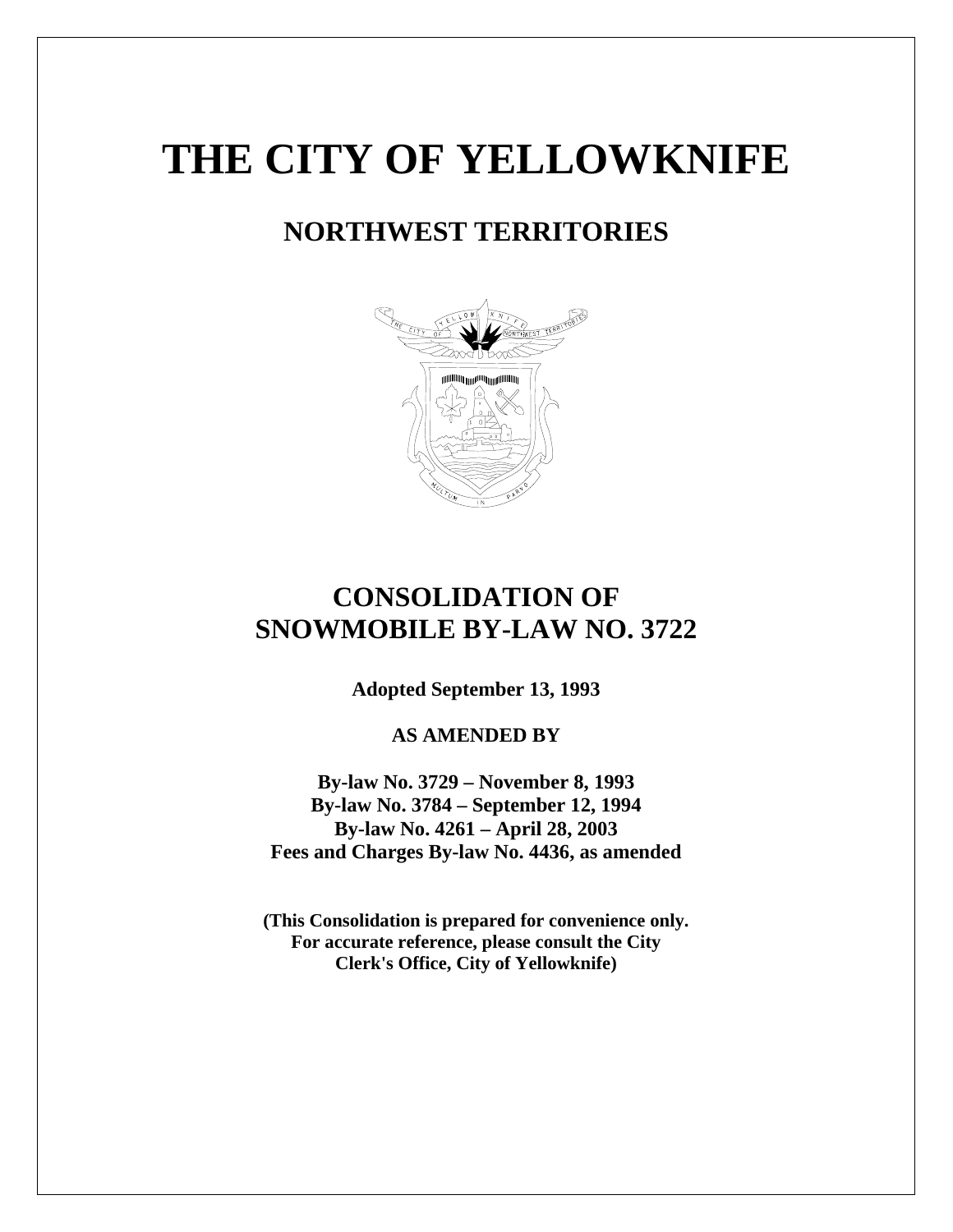# THE CITY OF YELLOWKNIFE

## NORTHWEST TERRITORIES

## CONSOLIDATION OF SNOWMOBILE BY-LAW NO. 3722

**Adopted September 13, 1993**

**AS AMENDED BY**

**By-law No. 3729 – November 8, 1993**
**By-law No. 3784 – September 12, 1994**
**By-law No. 4261 – April 28, 2003**
**Fees and Charges By-law No. 4436, as amended**

**(This Consolidation is prepared for convenience only. For accurate reference, please consult the City Clerk's Office, City of Yellowknife)**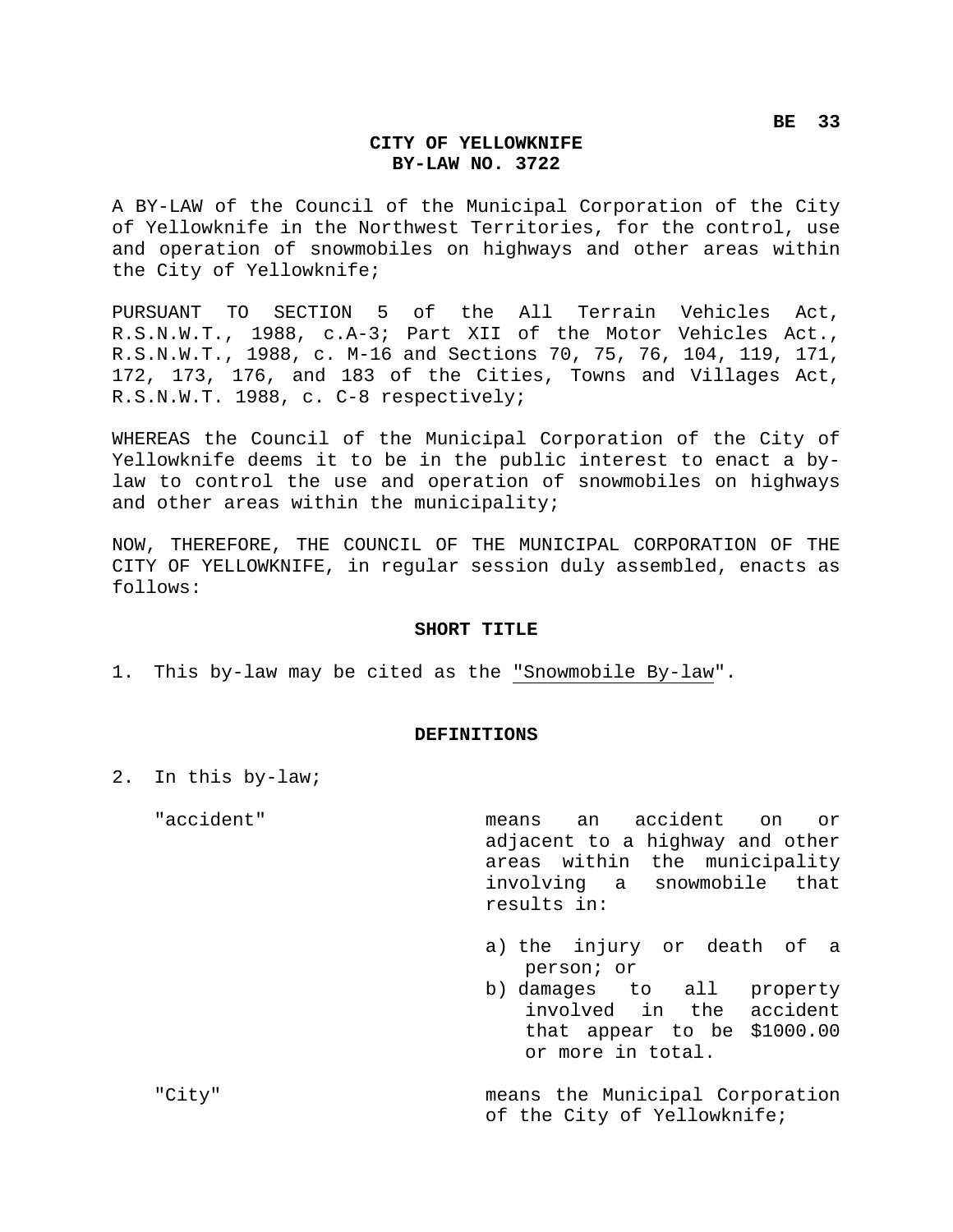**BE 33**

# CITY OF YELLOWKNIFE
# BY-LAW NO. 3722

A BY-LAW of the Council of the Municipal Corporation of the City of Yellowknife in the Northwest Territories, for the control, use and operation of snowmobiles on highways and other areas within the City of Yellowknife;

PURSUANT TO SECTION 5 of the All Terrain Vehicles Act, R.S.N.W.T., 1988, c.A-3; Part XII of the Motor Vehicles Act., R.S.N.W.T., 1988, c. M-16 and Sections 70, 75, 76, 104, 119, 171, 172, 173, 176, and 183 of the Cities, Towns and Villages Act, R.S.N.W.T. 1988, c. C-8 respectively;

WHEREAS the Council of the Municipal Corporation of the City of Yellowknife deems it to be in the public interest to enact a by-law to control the use and operation of snowmobiles on highways and other areas within the municipality;

NOW, THEREFORE, THE COUNCIL OF THE MUNICIPAL CORPORATION OF THE CITY OF YELLOWKNIFE, in regular session duly assembled, enacts as follows:

## SHORT TITLE

1. This by-law may be cited as the "Snowmobile By-law".

## DEFINITIONS

2. In this by-law;

"accident" means an accident on or adjacent to a highway and other areas within the municipality involving a snowmobile that results in:

a) the injury or death of a person; or
b) damages to all property involved in the accident that appear to be $1000.00 or more in total.

"City" means the Municipal Corporation of the City of Yellowknife;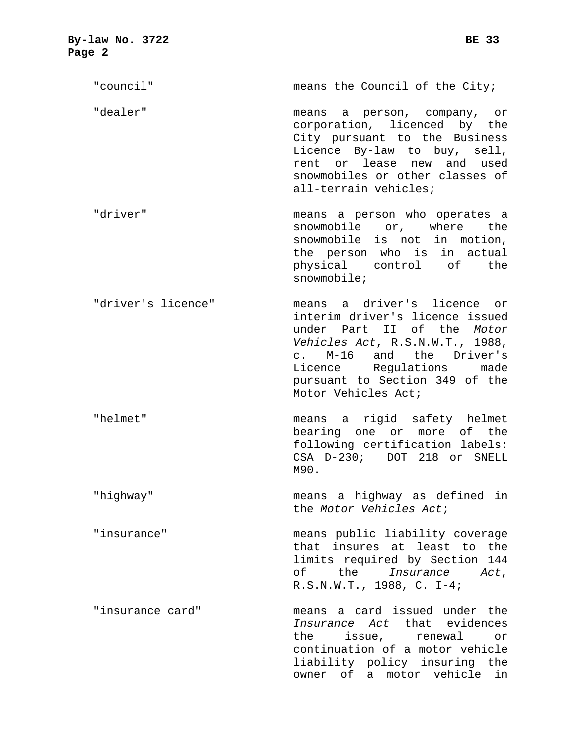"council" means the Council of the City;

"dealer" means a person, company, or corporation, licenced by the City pursuant to the Business Licence By-law to buy, sell, rent or lease new and used snowmobiles or other classes of all-terrain vehicles;

"driver" means a person who operates a snowmobile or, where the snowmobile is not in motion, the person who is in actual physical control of the snowmobile;

"driver's licence" means a driver's licence or interim driver's licence issued under Part II of the *Motor Vehicles Act*, R.S.N.W.T., 1988, c. M-16 and the Driver's Licence Regulations made pursuant to Section 349 of the Motor Vehicles Act;

"helmet" means a rigid safety helmet bearing one or more of the following certification labels: CSA D-230; DOT 218 or SNELL M90.

"highway" means a highway as defined in the *Motor Vehicles Act*;

"insurance" means public liability coverage that insures at least to the limits required by Section 144 of the *Insurance Act*, R.S.N.W.T., 1988, C. I-4;

"insurance card" means a card issued under the *Insurance Act* that evidences the issue, renewal or continuation of a motor vehicle liability policy insuring the owner of a motor vehicle in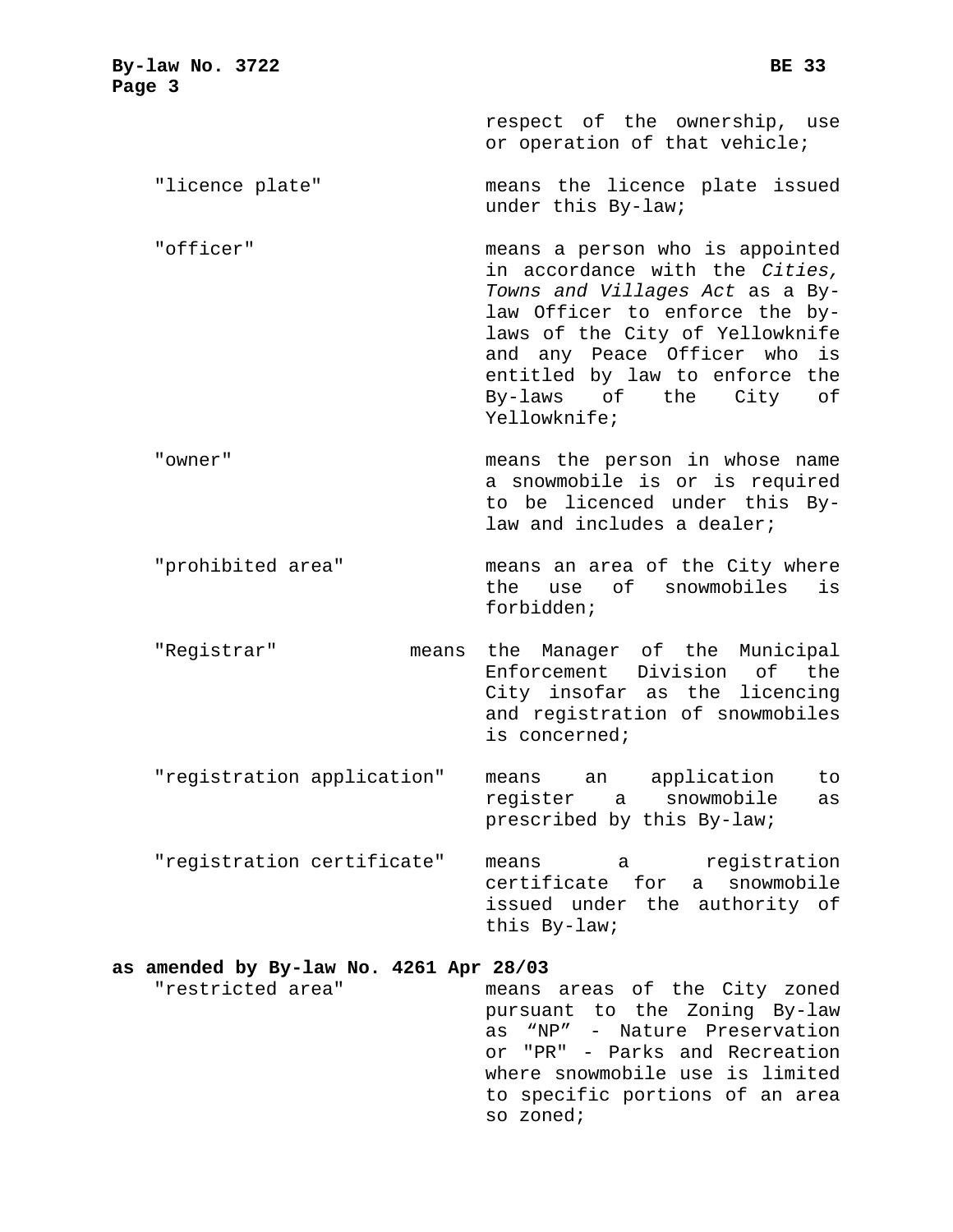respect of the ownership, use or operation of that vehicle;

"licence plate" means the licence plate issued under this By-law;

"officer" means a person who is appointed in accordance with the *Cities, Towns and Villages Act* as a By-law Officer to enforce the by-laws of the City of Yellowknife and any Peace Officer who is entitled by law to enforce the By-laws of the City of Yellowknife;

"owner" means the person in whose name a snowmobile is or is required to be licenced under this By-law and includes a dealer;

"prohibited area" means an area of the City where the use of snowmobiles is forbidden;

"Registrar" means the Manager of the Municipal Enforcement Division of the City insofar as the licencing and registration of snowmobiles is concerned;

"registration application" means an application to register a snowmobile as prescribed by this By-law;

"registration certificate" means a registration certificate for a snowmobile issued under the authority of this By-law;

**as amended by By-law No. 4261 Apr 28/03**

"restricted area" means areas of the City zoned pursuant to the Zoning By-law as “NP” - Nature Preservation or "PR" - Parks and Recreation where snowmobile use is limited to specific portions of an area so zoned;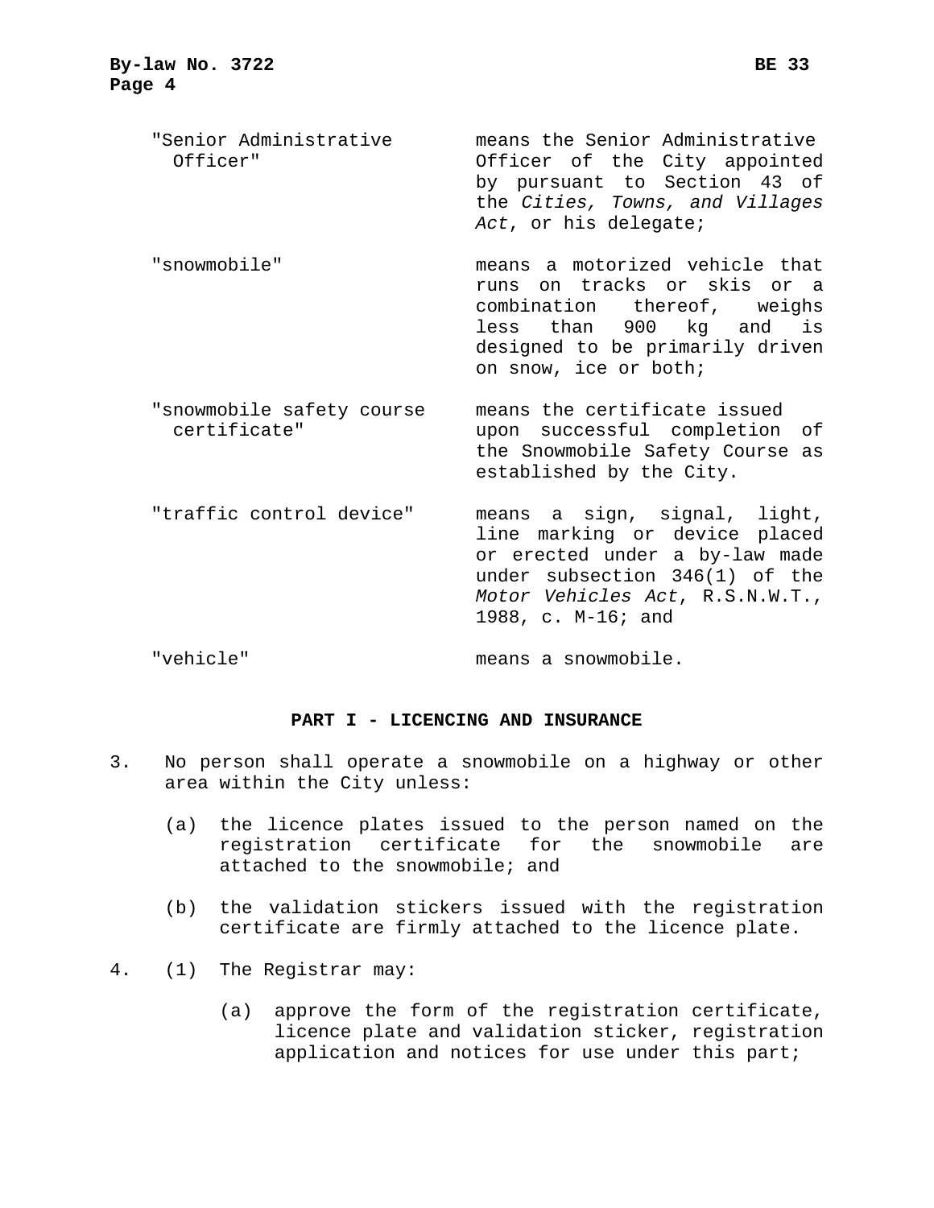"Senior Administrative Officer" means the Senior Administrative Officer of the City appointed by pursuant to Section 43 of the *Cities, Towns, and Villages Act*, or his delegate;

"snowmobile" means a motorized vehicle that runs on tracks or skis or a combination thereof, weighs less than 900 kg and is designed to be primarily driven on snow, ice or both;

"snowmobile safety course certificate" means the certificate issued upon successful completion of the Snowmobile Safety Course as established by the City.

"traffic control device" means a sign, signal, light, line marking or device placed or erected under a by-law made under subsection 346(1) of the *Motor Vehicles Act*, R.S.N.W.T., 1988, c. M-16; and

"vehicle" means a snowmobile.

## PART I - LICENCING AND INSURANCE

3. No person shall operate a snowmobile on a highway or other area within the City unless:

   (a) the licence plates issued to the person named on the registration certificate for the snowmobile are attached to the snowmobile; and

   (b) the validation stickers issued with the registration certificate are firmly attached to the licence plate.

4. (1) The Registrar may:

   (a) approve the form of the registration certificate, licence plate and validation sticker, registration application and notices for use under this part;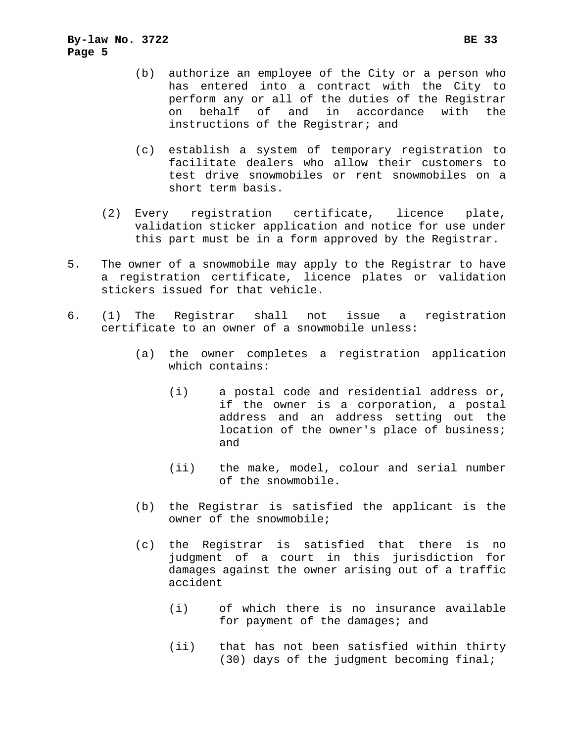(b) authorize an employee of the City or a person who has entered into a contract with the City to perform any or all of the duties of the Registrar on behalf of and in accordance with the instructions of the Registrar; and

(c) establish a system of temporary registration to facilitate dealers who allow their customers to test drive snowmobiles or rent snowmobiles on a short term basis.

(2) Every registration certificate, licence plate, validation sticker application and notice for use under this part must be in a form approved by the Registrar.

5. The owner of a snowmobile may apply to the Registrar to have a registration certificate, licence plates or validation stickers issued for that vehicle.

6. (1) The Registrar shall not issue a registration certificate to an owner of a snowmobile unless:

(a) the owner completes a registration application which contains:

(i) a postal code and residential address or, if the owner is a corporation, a postal address and an address setting out the location of the owner's place of business; and

(ii) the make, model, colour and serial number of the snowmobile.

(b) the Registrar is satisfied the applicant is the owner of the snowmobile;

(c) the Registrar is satisfied that there is no judgment of a court in this jurisdiction for damages against the owner arising out of a traffic accident

(i) of which there is no insurance available for payment of the damages; and

(ii) that has not been satisfied within thirty (30) days of the judgment becoming final;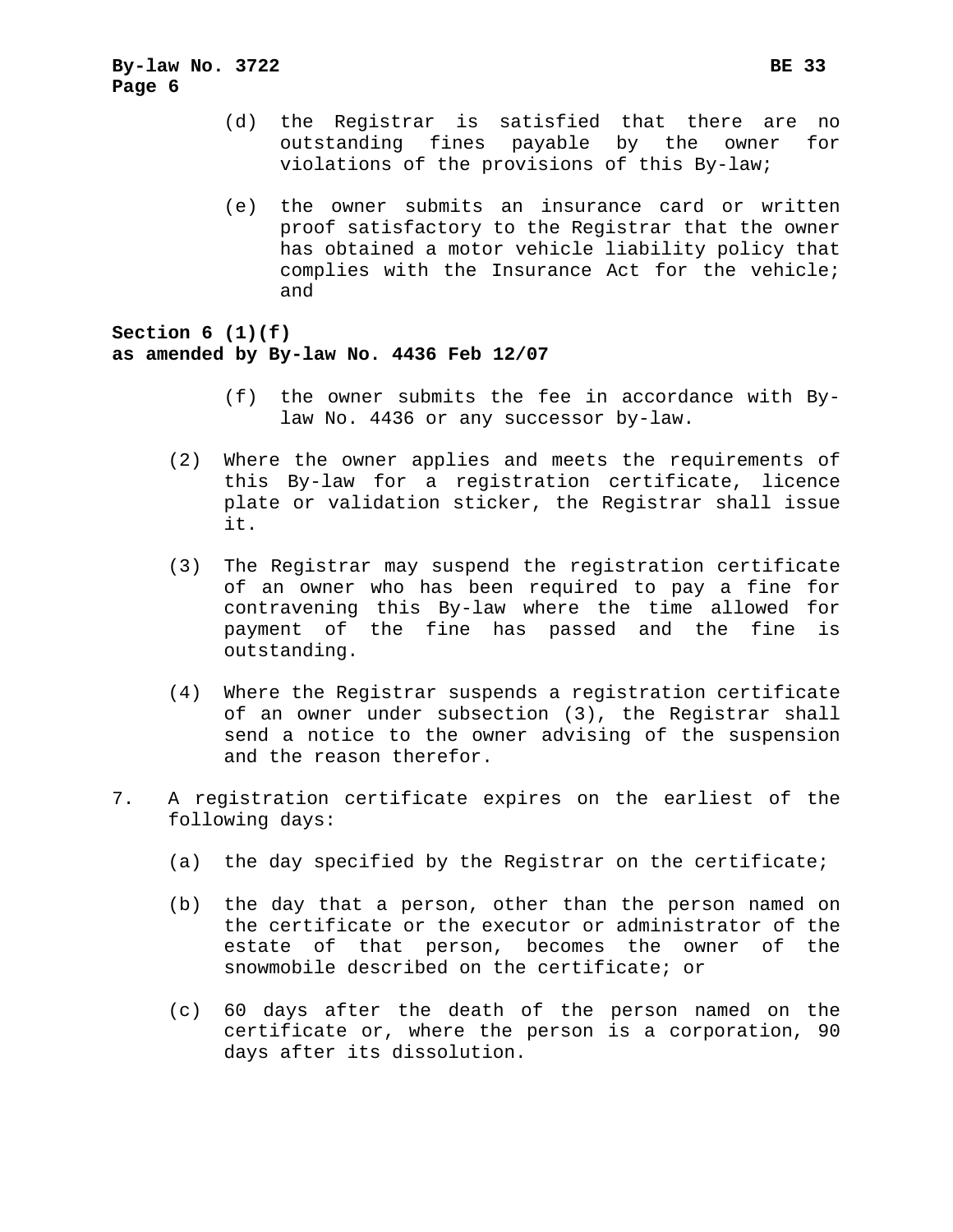(d) the Registrar is satisfied that there are no outstanding fines payable by the owner for violations of the provisions of this By-law;

(e) the owner submits an insurance card or written proof satisfactory to the Registrar that the owner has obtained a motor vehicle liability policy that complies with the Insurance Act for the vehicle; and

**Section 6 (1)(f)**
**as amended by By-law No. 4436 Feb 12/07**

(f) the owner submits the fee in accordance with By-law No. 4436 or any successor by-law.

(2) Where the owner applies and meets the requirements of this By-law for a registration certificate, licence plate or validation sticker, the Registrar shall issue it.

(3) The Registrar may suspend the registration certificate of an owner who has been required to pay a fine for contravening this By-law where the time allowed for payment of the fine has passed and the fine is outstanding.

(4) Where the Registrar suspends a registration certificate of an owner under subsection (3), the Registrar shall send a notice to the owner advising of the suspension and the reason therefor.

7. A registration certificate expires on the earliest of the following days:

(a) the day specified by the Registrar on the certificate;

(b) the day that a person, other than the person named on the certificate or the executor or administrator of the estate of that person, becomes the owner of the snowmobile described on the certificate; or

(c) 60 days after the death of the person named on the certificate or, where the person is a corporation, 90 days after its dissolution.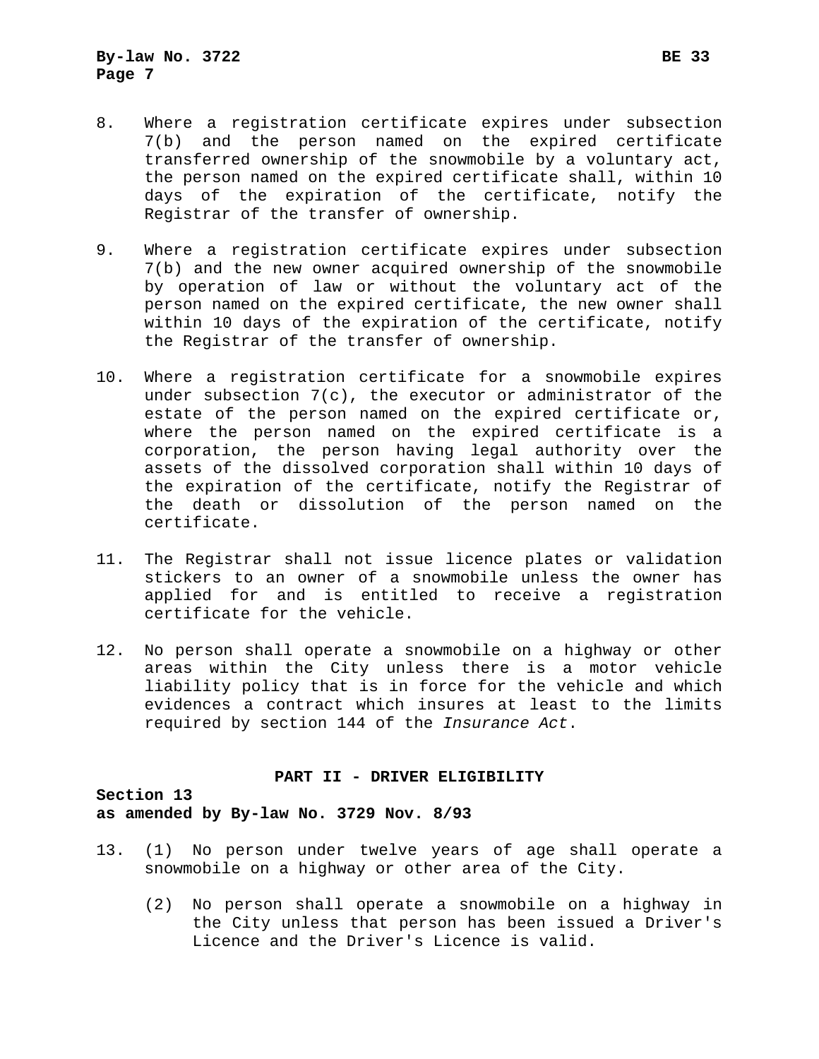8. Where a registration certificate expires under subsection 7(b) and the person named on the expired certificate transferred ownership of the snowmobile by a voluntary act, the person named on the expired certificate shall, within 10 days of the expiration of the certificate, notify the Registrar of the transfer of ownership.

9. Where a registration certificate expires under subsection 7(b) and the new owner acquired ownership of the snowmobile by operation of law or without the voluntary act of the person named on the expired certificate, the new owner shall within 10 days of the expiration of the certificate, notify the Registrar of the transfer of ownership.

10. Where a registration certificate for a snowmobile expires under subsection 7(c), the executor or administrator of the estate of the person named on the expired certificate or, where the person named on the expired certificate is a corporation, the person having legal authority over the assets of the dissolved corporation shall within 10 days of the expiration of the certificate, notify the Registrar of the death or dissolution of the person named on the certificate.

11. The Registrar shall not issue licence plates or validation stickers to an owner of a snowmobile unless the owner has applied for and is entitled to receive a registration certificate for the vehicle.

12. No person shall operate a snowmobile on a highway or other areas within the City unless there is a motor vehicle liability policy that is in force for the vehicle and which evidences a contract which insures at least to the limits required by section 144 of the *Insurance Act*.

## PART II - DRIVER ELIGIBILITY

**Section 13**
**as amended by By-law No. 3729 Nov. 8/93**

13. (1) No person under twelve years of age shall operate a snowmobile on a highway or other area of the City.

    (2) No person shall operate a snowmobile on a highway in the City unless that person has been issued a Driver's Licence and the Driver's Licence is valid.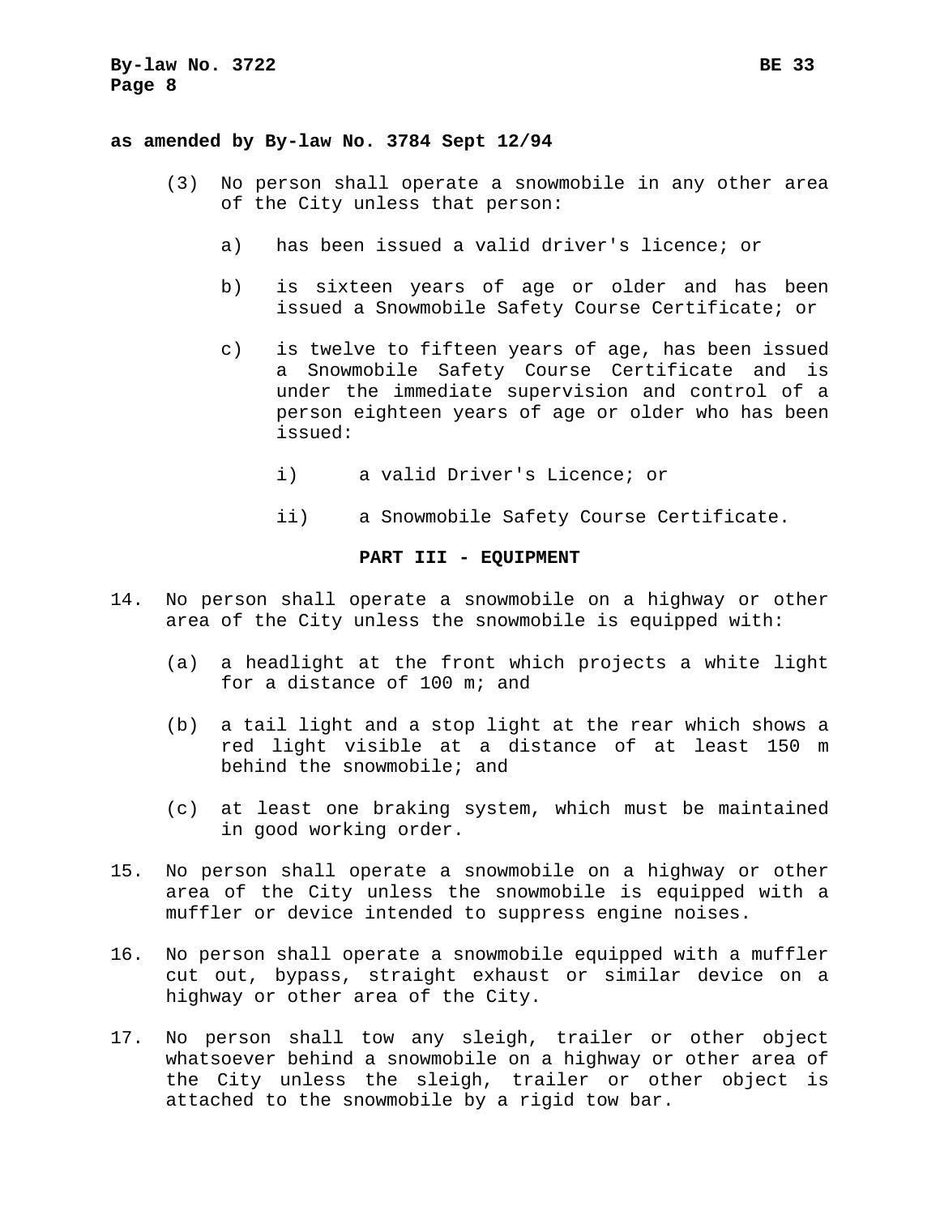**as amended by By-law No. 3784 Sept 12/94**

(3) No person shall operate a snowmobile in any other area of the City unless that person:

a) has been issued a valid driver's licence; or

b) is sixteen years of age or older and has been issued a Snowmobile Safety Course Certificate; or

c) is twelve to fifteen years of age, has been issued a Snowmobile Safety Course Certificate and is under the immediate supervision and control of a person eighteen years of age or older who has been issued:

i) a valid Driver's Licence; or

ii) a Snowmobile Safety Course Certificate.

## PART III - EQUIPMENT

14. No person shall operate a snowmobile on a highway or other area of the City unless the snowmobile is equipped with:

(a) a headlight at the front which projects a white light for a distance of 100 m; and

(b) a tail light and a stop light at the rear which shows a red light visible at a distance of at least 150 m behind the snowmobile; and

(c) at least one braking system, which must be maintained in good working order.

15. No person shall operate a snowmobile on a highway or other area of the City unless the snowmobile is equipped with a muffler or device intended to suppress engine noises.

16. No person shall operate a snowmobile equipped with a muffler cut out, bypass, straight exhaust or similar device on a highway or other area of the City.

17. No person shall tow any sleigh, trailer or other object whatsoever behind a snowmobile on a highway or other area of the City unless the sleigh, trailer or other object is attached to the snowmobile by a rigid tow bar.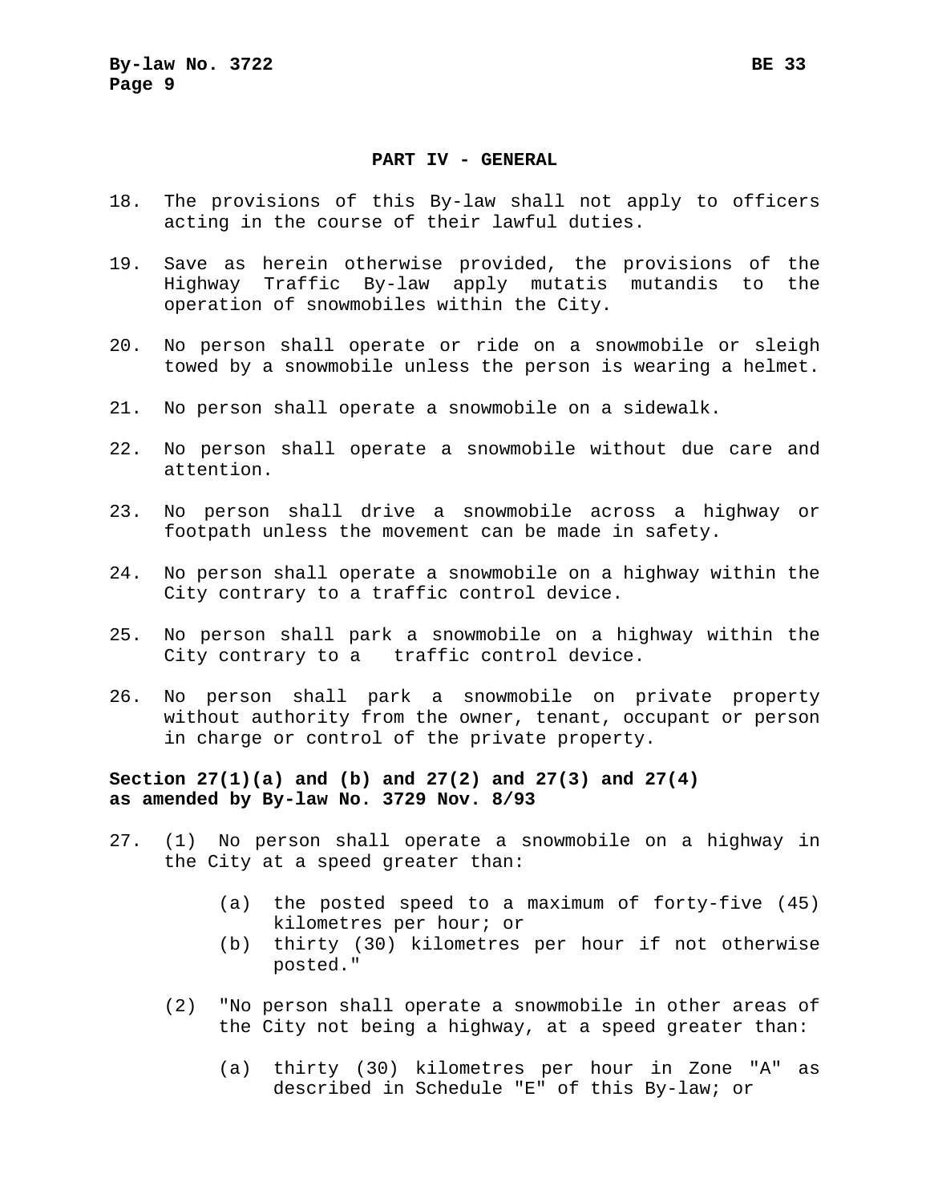## PART IV - GENERAL

18. The provisions of this By-law shall not apply to officers acting in the course of their lawful duties.

19. Save as herein otherwise provided, the provisions of the Highway Traffic By-law apply mutatis mutandis to the operation of snowmobiles within the City.

20. No person shall operate or ride on a snowmobile or sleigh towed by a snowmobile unless the person is wearing a helmet.

21. No person shall operate a snowmobile on a sidewalk.

22. No person shall operate a snowmobile without due care and attention.

23. No person shall drive a snowmobile across a highway or footpath unless the movement can be made in safety.

24. No person shall operate a snowmobile on a highway within the City contrary to a traffic control device.

25. No person shall park a snowmobile on a highway within the City contrary to a traffic control device.

26. No person shall park a snowmobile on private property without authority from the owner, tenant, occupant or person in charge or control of the private property.

**Section 27(1)(a) and (b) and 27(2) and 27(3) and 27(4) as amended by By-law No. 3729 Nov. 8/93**

27. (1) No person shall operate a snowmobile on a highway in the City at a speed greater than:

    (a) the posted speed to a maximum of forty-five (45) kilometres per hour; or
    (b) thirty (30) kilometres per hour if not otherwise posted."

    (2) "No person shall operate a snowmobile in other areas of the City not being a highway, at a speed greater than:

    (a) thirty (30) kilometres per hour in Zone "A" as described in Schedule "E" of this By-law; or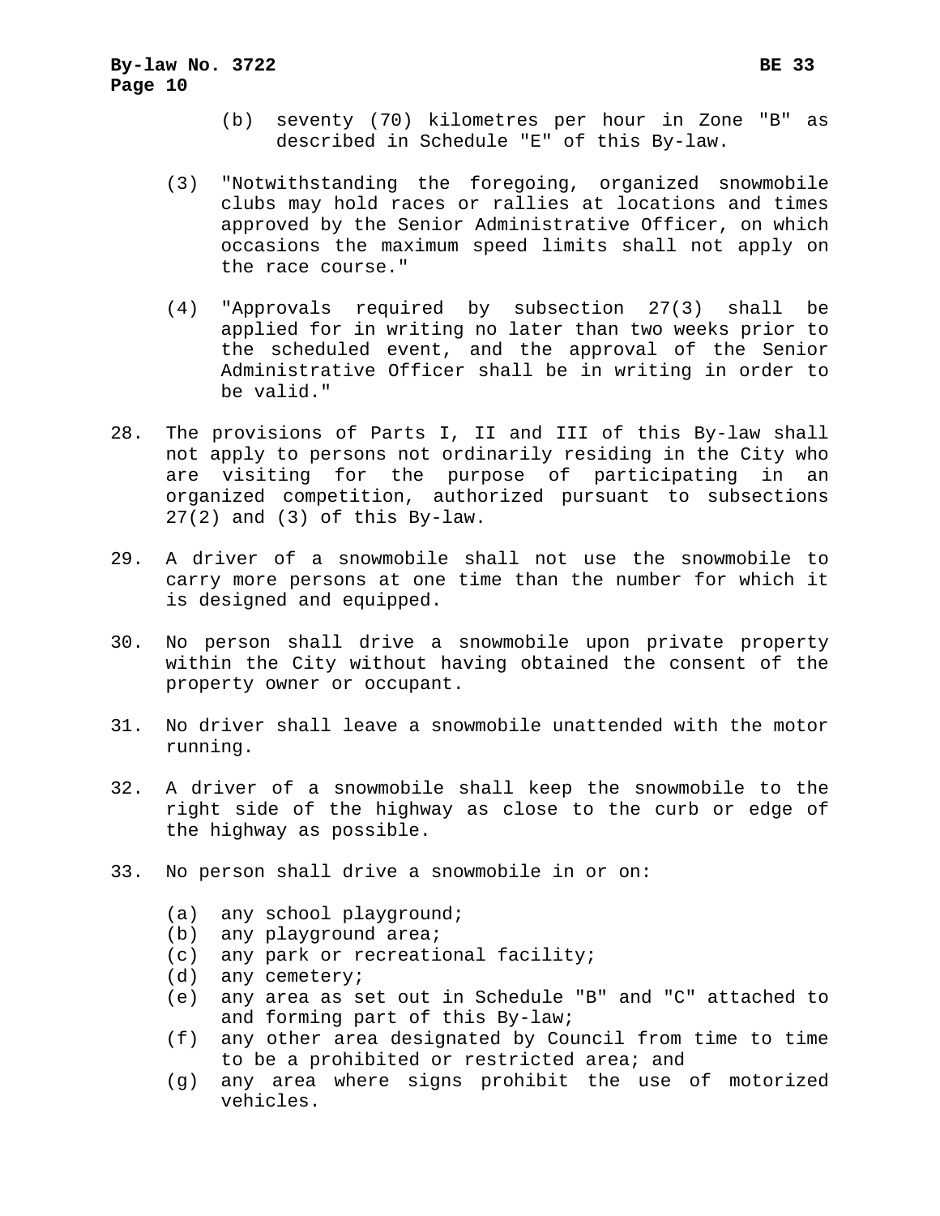(b) seventy (70) kilometres per hour in Zone "B" as described in Schedule "E" of this By-law.

(3) "Notwithstanding the foregoing, organized snowmobile clubs may hold races or rallies at locations and times approved by the Senior Administrative Officer, on which occasions the maximum speed limits shall not apply on the race course."

(4) "Approvals required by subsection 27(3) shall be applied for in writing no later than two weeks prior to the scheduled event, and the approval of the Senior Administrative Officer shall be in writing in order to be valid."

28. The provisions of Parts I, II and III of this By-law shall not apply to persons not ordinarily residing in the City who are visiting for the purpose of participating in an organized competition, authorized pursuant to subsections 27(2) and (3) of this By-law.

29. A driver of a snowmobile shall not use the snowmobile to carry more persons at one time than the number for which it is designed and equipped.

30. No person shall drive a snowmobile upon private property within the City without having obtained the consent of the property owner or occupant.

31. No driver shall leave a snowmobile unattended with the motor running.

32. A driver of a snowmobile shall keep the snowmobile to the right side of the highway as close to the curb or edge of the highway as possible.

33. No person shall drive a snowmobile in or on:

(a) any school playground;
(b) any playground area;
(c) any park or recreational facility;
(d) any cemetery;
(e) any area as set out in Schedule "B" and "C" attached to and forming part of this By-law;
(f) any other area designated by Council from time to time to be a prohibited or restricted area; and
(g) any area where signs prohibit the use of motorized vehicles.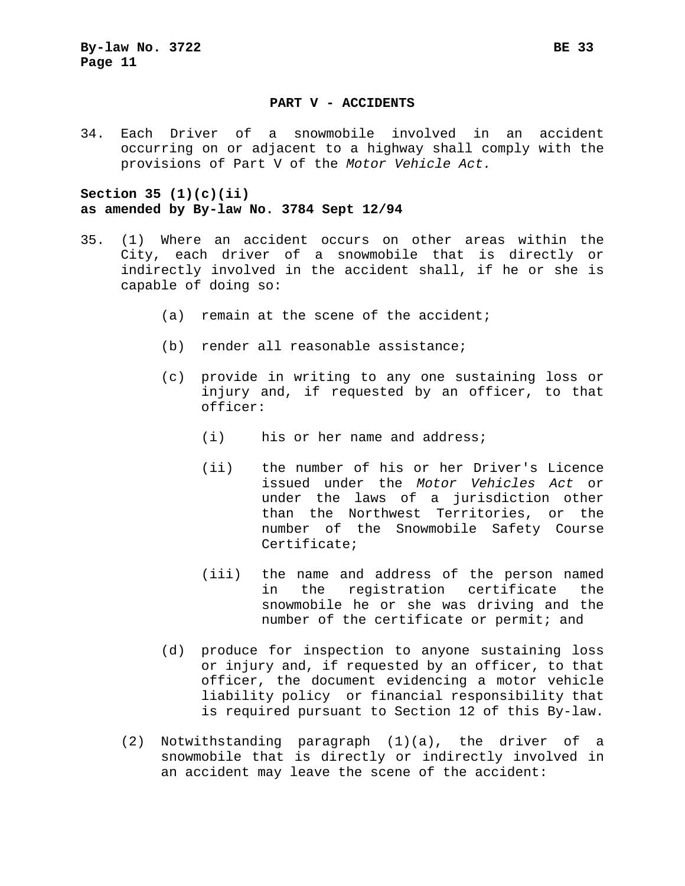## PART V - ACCIDENTS

34. Each Driver of a snowmobile involved in an accident occurring on or adjacent to a highway shall comply with the provisions of Part V of the *Motor Vehicle Act.*

**Section 35 (1)(c)(ii)**
**as amended by By-law No. 3784 Sept 12/94**

35. (1) Where an accident occurs on other areas within the City, each driver of a snowmobile that is directly or indirectly involved in the accident shall, if he or she is capable of doing so:

    (a) remain at the scene of the accident;

    (b) render all reasonable assistance;

    (c) provide in writing to any one sustaining loss or injury and, if requested by an officer, to that officer:

        (i) his or her name and address;

        (ii) the number of his or her Driver's Licence issued under the *Motor Vehicles Act* or under the laws of a jurisdiction other than the Northwest Territories, or the number of the Snowmobile Safety Course Certificate;

        (iii) the name and address of the person named in the registration certificate the snowmobile he or she was driving and the number of the certificate or permit; and

    (d) produce for inspection to anyone sustaining loss or injury and, if requested by an officer, to that officer, the document evidencing a motor vehicle liability policy or financial responsibility that is required pursuant to Section 12 of this By-law.

    (2) Notwithstanding paragraph (1)(a), the driver of a snowmobile that is directly or indirectly involved in an accident may leave the scene of the accident: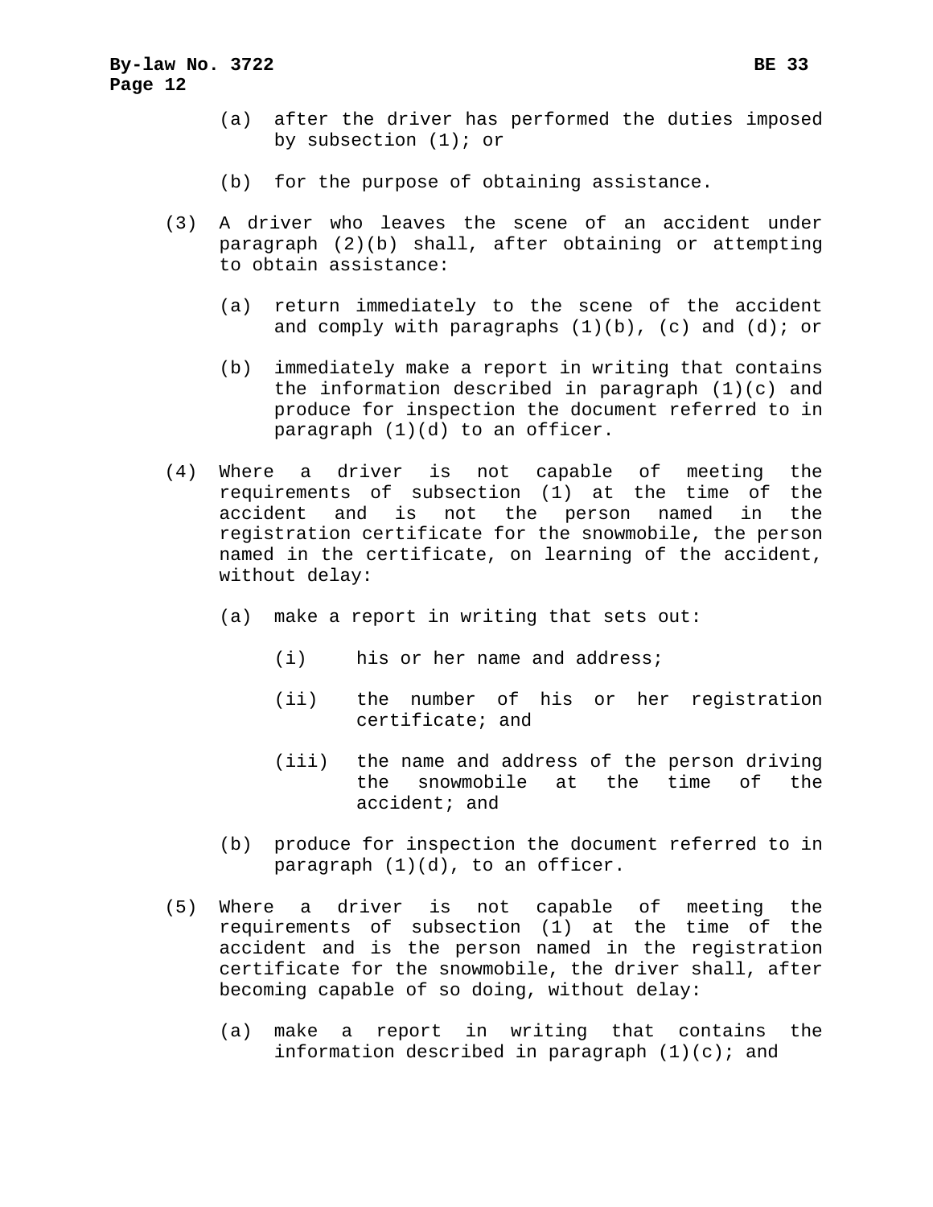(a) after the driver has performed the duties imposed by subsection (1); or

(b) for the purpose of obtaining assistance.

(3) A driver who leaves the scene of an accident under paragraph (2)(b) shall, after obtaining or attempting to obtain assistance:

(a) return immediately to the scene of the accident and comply with paragraphs (1)(b), (c) and (d); or

(b) immediately make a report in writing that contains the information described in paragraph (1)(c) and produce for inspection the document referred to in paragraph (1)(d) to an officer.

(4) Where a driver is not capable of meeting the requirements of subsection (1) at the time of the accident and is not the person named in the registration certificate for the snowmobile, the person named in the certificate, on learning of the accident, without delay:

(a) make a report in writing that sets out:

(i) his or her name and address;

(ii) the number of his or her registration certificate; and

(iii) the name and address of the person driving the snowmobile at the time of the accident; and

(b) produce for inspection the document referred to in paragraph (1)(d), to an officer.

(5) Where a driver is not capable of meeting the requirements of subsection (1) at the time of the accident and is the person named in the registration certificate for the snowmobile, the driver shall, after becoming capable of so doing, without delay:

(a) make a report in writing that contains the information described in paragraph (1)(c); and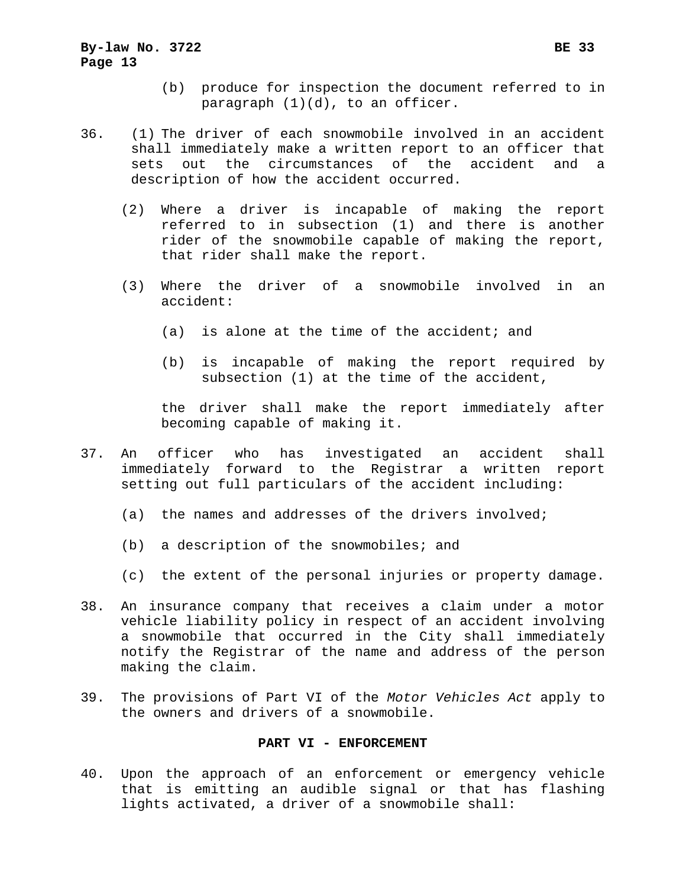(b) produce for inspection the document referred to in paragraph (1)(d), to an officer.

36. (1) The driver of each snowmobile involved in an accident shall immediately make a written report to an officer that sets out the circumstances of the accident and a description of how the accident occurred.

(2) Where a driver is incapable of making the report referred to in subsection (1) and there is another rider of the snowmobile capable of making the report, that rider shall make the report.

(3) Where the driver of a snowmobile involved in an accident:

(a) is alone at the time of the accident; and

(b) is incapable of making the report required by subsection (1) at the time of the accident,

the driver shall make the report immediately after becoming capable of making it.

37. An officer who has investigated an accident shall immediately forward to the Registrar a written report setting out full particulars of the accident including:

(a) the names and addresses of the drivers involved;

(b) a description of the snowmobiles; and

(c) the extent of the personal injuries or property damage.

38. An insurance company that receives a claim under a motor vehicle liability policy in respect of an accident involving a snowmobile that occurred in the City shall immediately notify the Registrar of the name and address of the person making the claim.

39. The provisions of Part VI of the *Motor Vehicles Act* apply to the owners and drivers of a snowmobile.

## PART VI - ENFORCEMENT

40. Upon the approach of an enforcement or emergency vehicle that is emitting an audible signal or that has flashing lights activated, a driver of a snowmobile shall: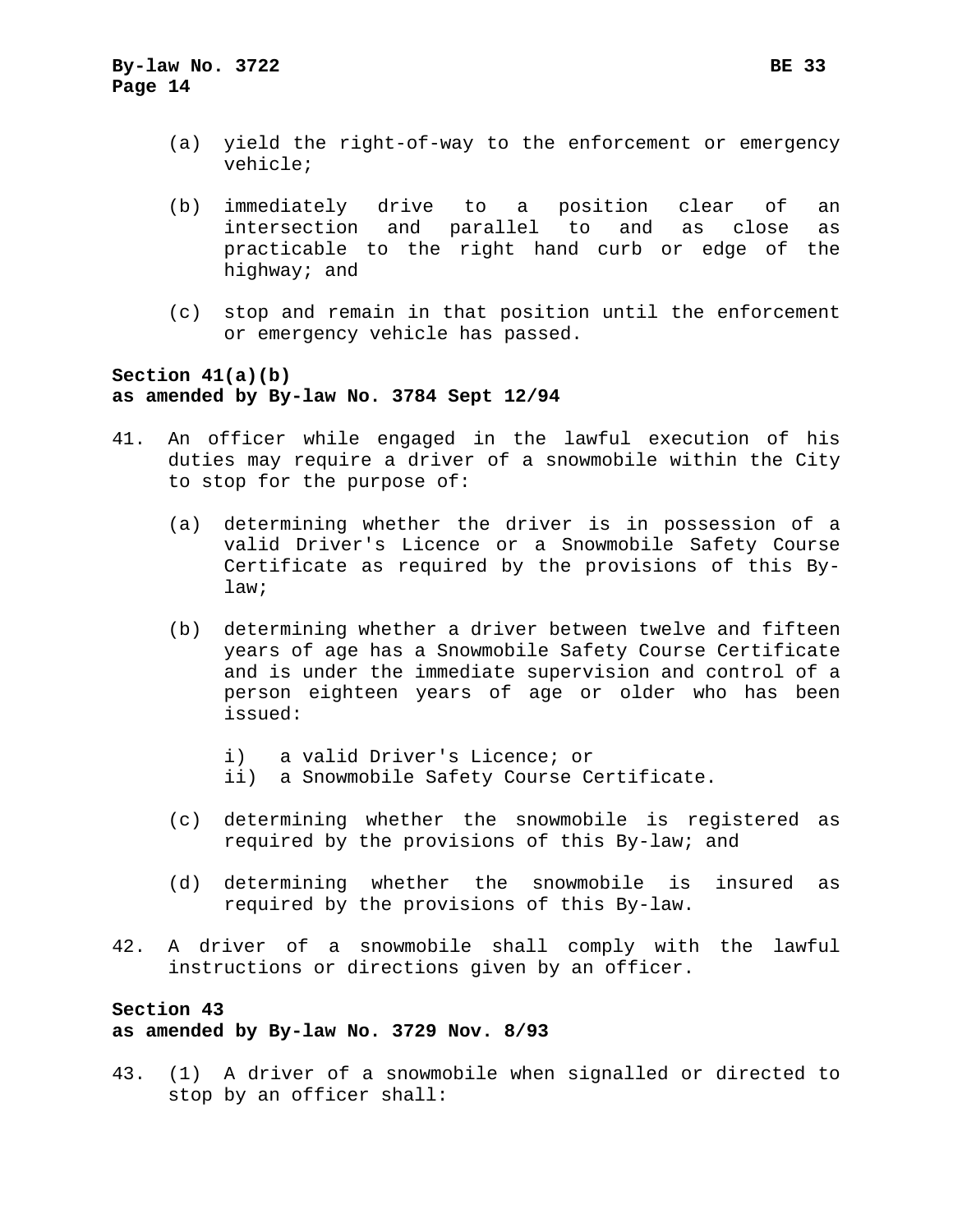(a) yield the right-of-way to the enforcement or emergency vehicle;

(b) immediately drive to a position clear of an intersection and parallel to and as close as practicable to the right hand curb or edge of the highway; and

(c) stop and remain in that position until the enforcement or emergency vehicle has passed.

**Section 41(a)(b)**
**as amended by By-law No. 3784 Sept 12/94**

41. An officer while engaged in the lawful execution of his duties may require a driver of a snowmobile within the City to stop for the purpose of:

    (a) determining whether the driver is in possession of a valid Driver's Licence or a Snowmobile Safety Course Certificate as required by the provisions of this By-law;

    (b) determining whether a driver between twelve and fifteen years of age has a Snowmobile Safety Course Certificate and is under the immediate supervision and control of a person eighteen years of age or older who has been issued:

        i) a valid Driver's Licence; or
        ii) a Snowmobile Safety Course Certificate.

    (c) determining whether the snowmobile is registered as required by the provisions of this By-law; and

    (d) determining whether the snowmobile is insured as required by the provisions of this By-law.

42. A driver of a snowmobile shall comply with the lawful instructions or directions given by an officer.

**Section 43**
**as amended by By-law No. 3729 Nov. 8/93**

43. (1) A driver of a snowmobile when signalled or directed to stop by an officer shall: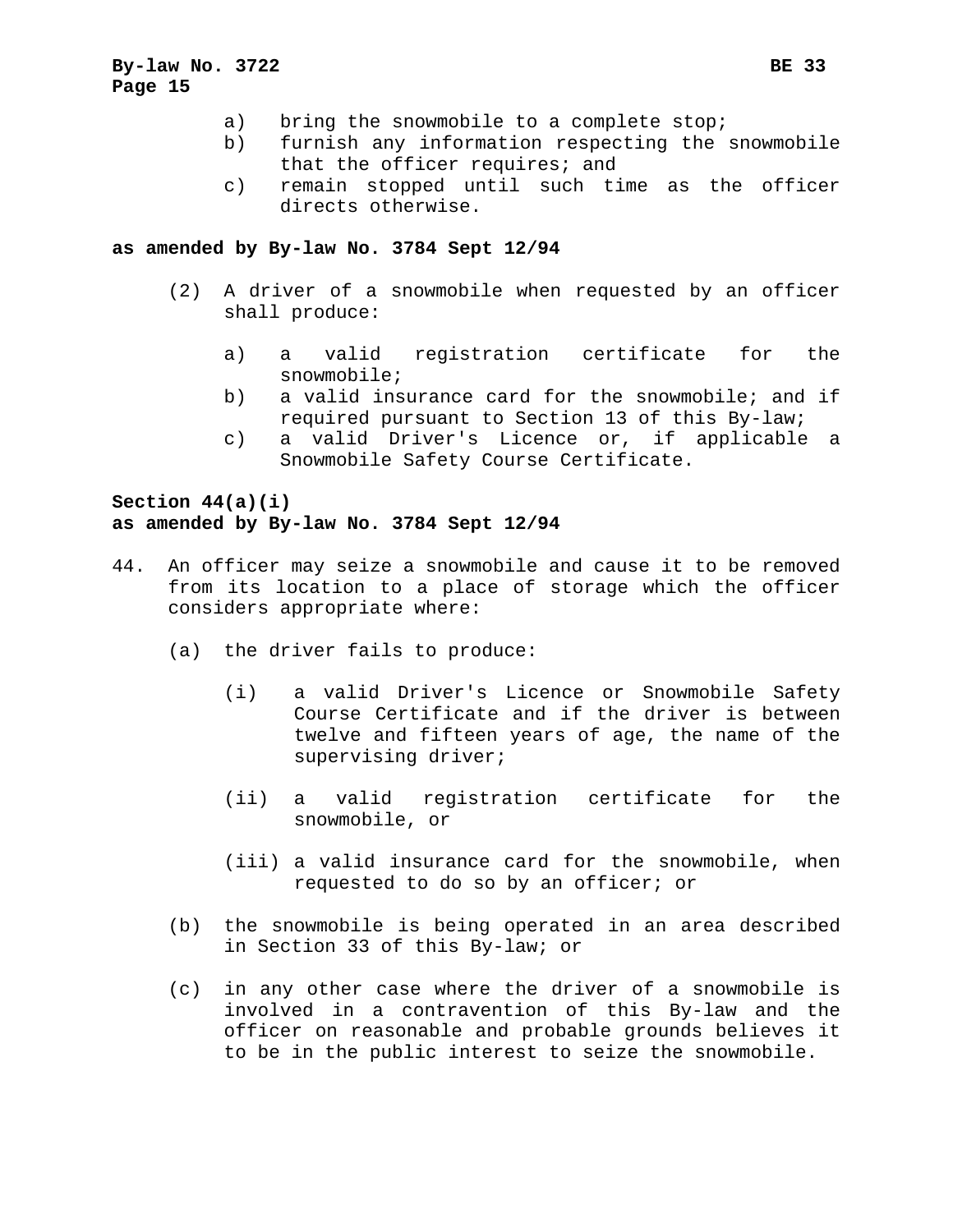a) bring the snowmobile to a complete stop;
b) furnish any information respecting the snowmobile that the officer requires; and
c) remain stopped until such time as the officer directs otherwise.

**as amended by By-law No. 3784 Sept 12/94**

(2) A driver of a snowmobile when requested by an officer shall produce:

a) a valid registration certificate for the snowmobile;
b) a valid insurance card for the snowmobile; and if required pursuant to Section 13 of this By-law;
c) a valid Driver's Licence or, if applicable a Snowmobile Safety Course Certificate.

**Section 44(a)(i)**
**as amended by By-law No. 3784 Sept 12/94**

44. An officer may seize a snowmobile and cause it to be removed from its location to a place of storage which the officer considers appropriate where:

(a) the driver fails to produce:

(i) a valid Driver's Licence or Snowmobile Safety Course Certificate and if the driver is between twelve and fifteen years of age, the name of the supervising driver;

(ii) a valid registration certificate for the snowmobile, or

(iii) a valid insurance card for the snowmobile, when requested to do so by an officer; or

(b) the snowmobile is being operated in an area described in Section 33 of this By-law; or

(c) in any other case where the driver of a snowmobile is involved in a contravention of this By-law and the officer on reasonable and probable grounds believes it to be in the public interest to seize the snowmobile.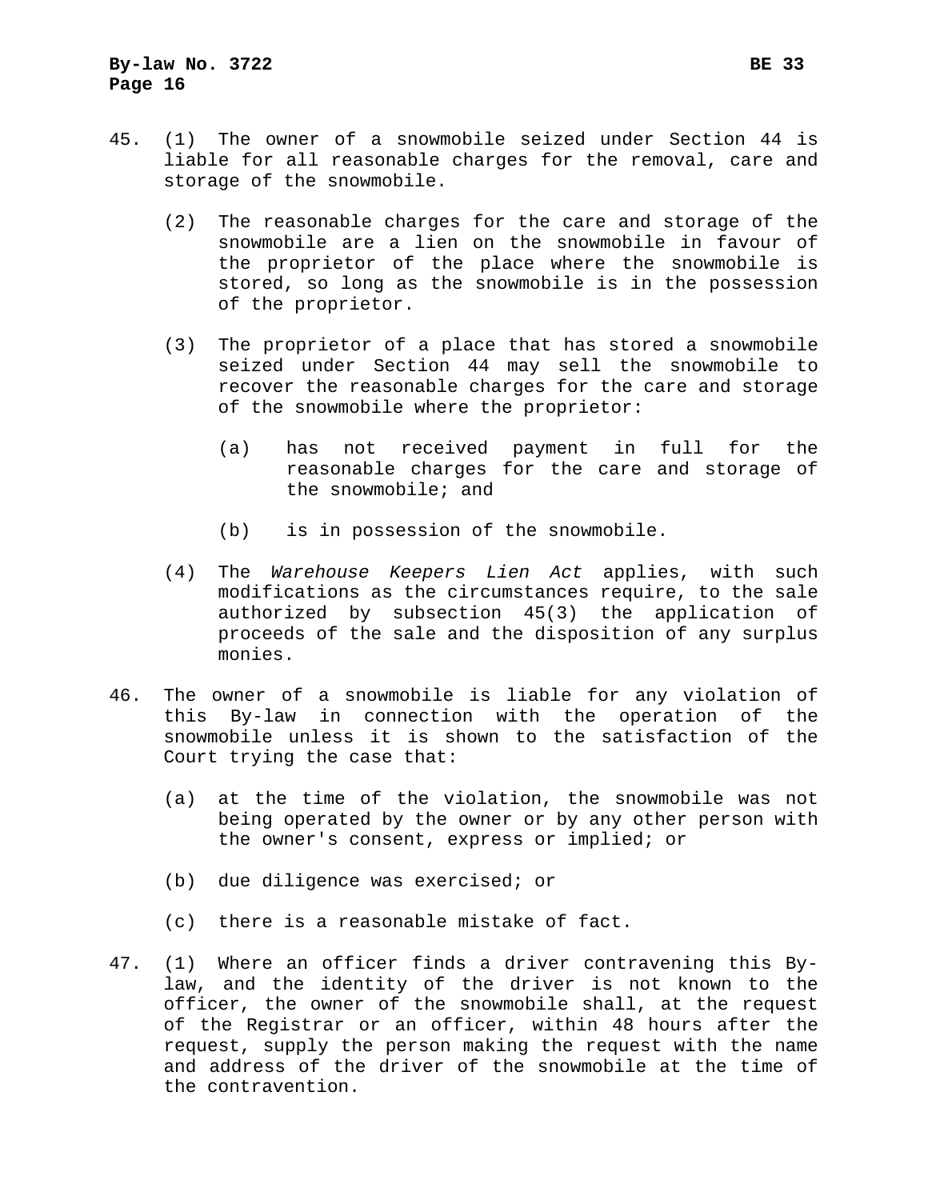45. (1) The owner of a snowmobile seized under Section 44 is liable for all reasonable charges for the removal, care and storage of the snowmobile.

    (2) The reasonable charges for the care and storage of the snowmobile are a lien on the snowmobile in favour of the proprietor of the place where the snowmobile is stored, so long as the snowmobile is in the possession of the proprietor.

    (3) The proprietor of a place that has stored a snowmobile seized under Section 44 may sell the snowmobile to recover the reasonable charges for the care and storage of the snowmobile where the proprietor:

        (a) has not received payment in full for the reasonable charges for the care and storage of the snowmobile; and

        (b) is in possession of the snowmobile.

    (4) The *Warehouse Keepers Lien Act* applies, with such modifications as the circumstances require, to the sale authorized by subsection 45(3) the application of proceeds of the sale and the disposition of any surplus monies.

46. The owner of a snowmobile is liable for any violation of this By-law in connection with the operation of the snowmobile unless it is shown to the satisfaction of the Court trying the case that:

    (a) at the time of the violation, the snowmobile was not being operated by the owner or by any other person with the owner's consent, express or implied; or

    (b) due diligence was exercised; or

    (c) there is a reasonable mistake of fact.

47. (1) Where an officer finds a driver contravening this By-law, and the identity of the driver is not known to the officer, the owner of the snowmobile shall, at the request of the Registrar or an officer, within 48 hours after the request, supply the person making the request with the name and address of the driver of the snowmobile at the time of the contravention.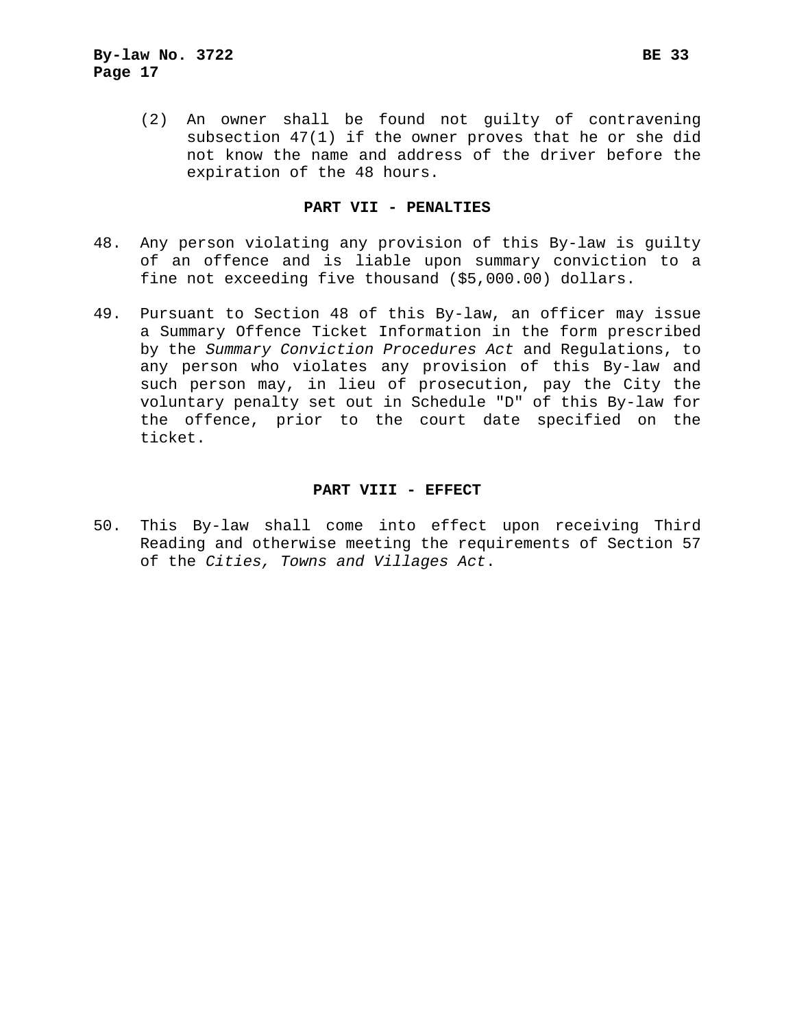(2) An owner shall be found not guilty of contravening subsection 47(1) if the owner proves that he or she did not know the name and address of the driver before the expiration of the 48 hours.

## PART VII - PENALTIES

48. Any person violating any provision of this By-law is guilty of an offence and is liable upon summary conviction to a fine not exceeding five thousand ($5,000.00) dollars.

49. Pursuant to Section 48 of this By-law, an officer may issue a Summary Offence Ticket Information in the form prescribed by the *Summary Conviction Procedures Act* and Regulations, to any person who violates any provision of this By-law and such person may, in lieu of prosecution, pay the City the voluntary penalty set out in Schedule "D" of this By-law for the offence, prior to the court date specified on the ticket.

## PART VIII - EFFECT

50. This By-law shall come into effect upon receiving Third Reading and otherwise meeting the requirements of Section 57 of the *Cities, Towns and Villages Act*.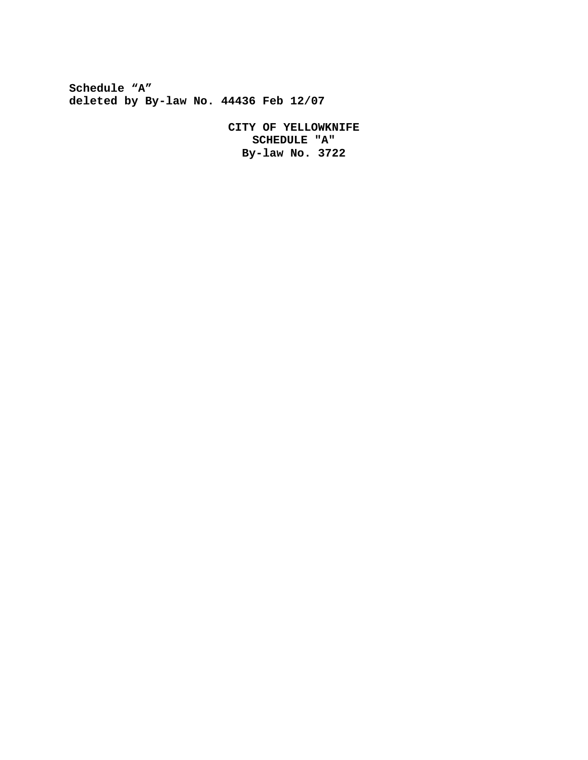**Schedule “A”**
**deleted by By-law No. 44436 Feb 12/07**

**CITY OF YELLOWKNIFE**
**SCHEDULE "A"**
**By-law No. 3722**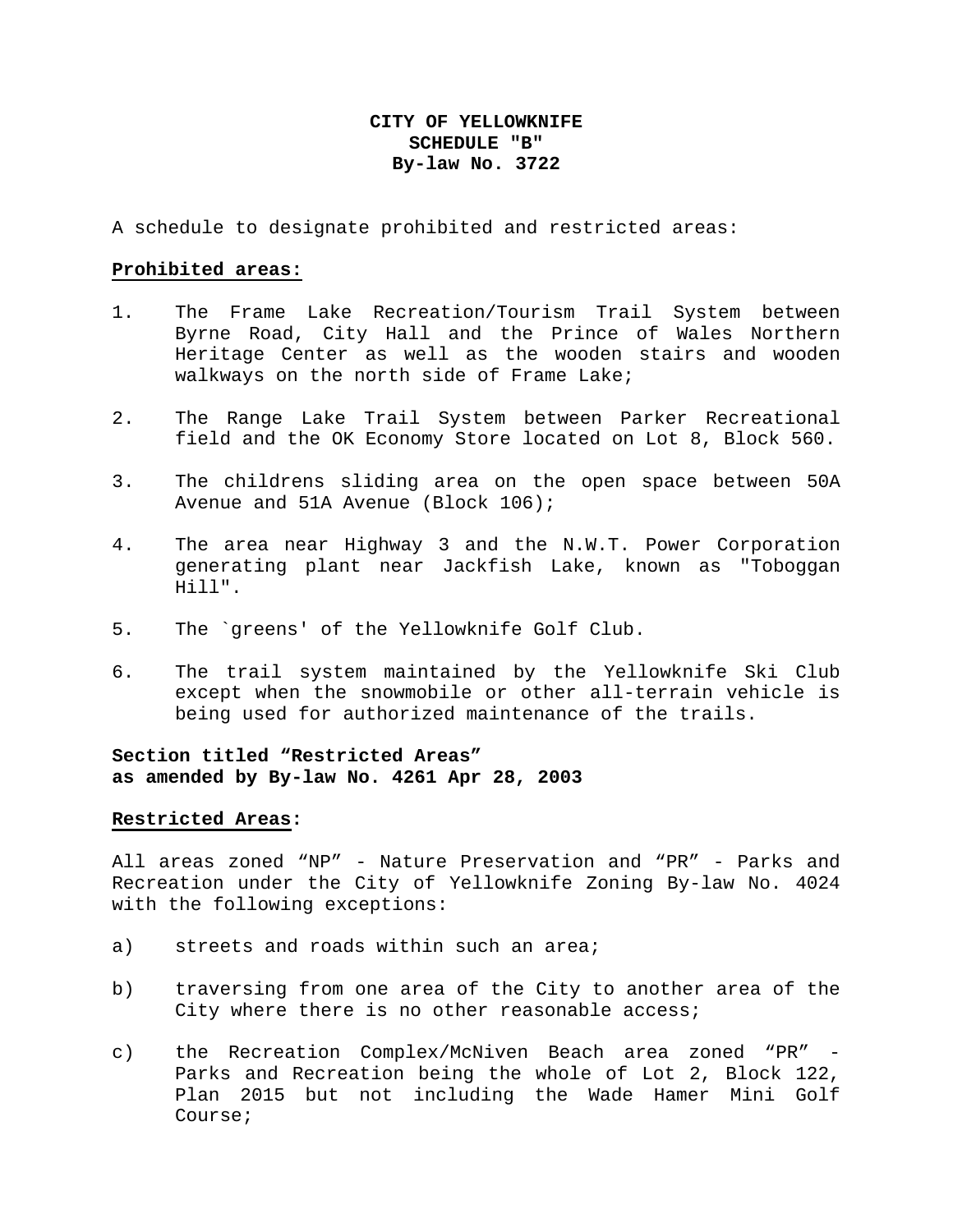**CITY OF YELLOWKNIFE**
**SCHEDULE "B"**
**By-law No. 3722**

A schedule to designate prohibited and restricted areas:

**Prohibited areas:**

1. The Frame Lake Recreation/Tourism Trail System between Byrne Road, City Hall and the Prince of Wales Northern Heritage Center as well as the wooden stairs and wooden walkways on the north side of Frame Lake;

2. The Range Lake Trail System between Parker Recreational field and the OK Economy Store located on Lot 8, Block 560.

3. The childrens sliding area on the open space between 50A Avenue and 51A Avenue (Block 106);

4. The area near Highway 3 and the N.W.T. Power Corporation generating plant near Jackfish Lake, known as "Toboggan Hill".

5. The `greens' of the Yellowknife Golf Club.

6. The trail system maintained by the Yellowknife Ski Club except when the snowmobile or other all-terrain vehicle is being used for authorized maintenance of the trails.

**Section titled "Restricted Areas"**
**as amended by By-law No. 4261 Apr 28, 2003**

**Restricted Areas**:

All areas zoned "NP" - Nature Preservation and "PR" - Parks and Recreation under the City of Yellowknife Zoning By-law No. 4024 with the following exceptions:

a) streets and roads within such an area;

b) traversing from one area of the City to another area of the City where there is no other reasonable access;

c) the Recreation Complex/McNiven Beach area zoned "PR" - Parks and Recreation being the whole of Lot 2, Block 122, Plan 2015 but not including the Wade Hamer Mini Golf Course;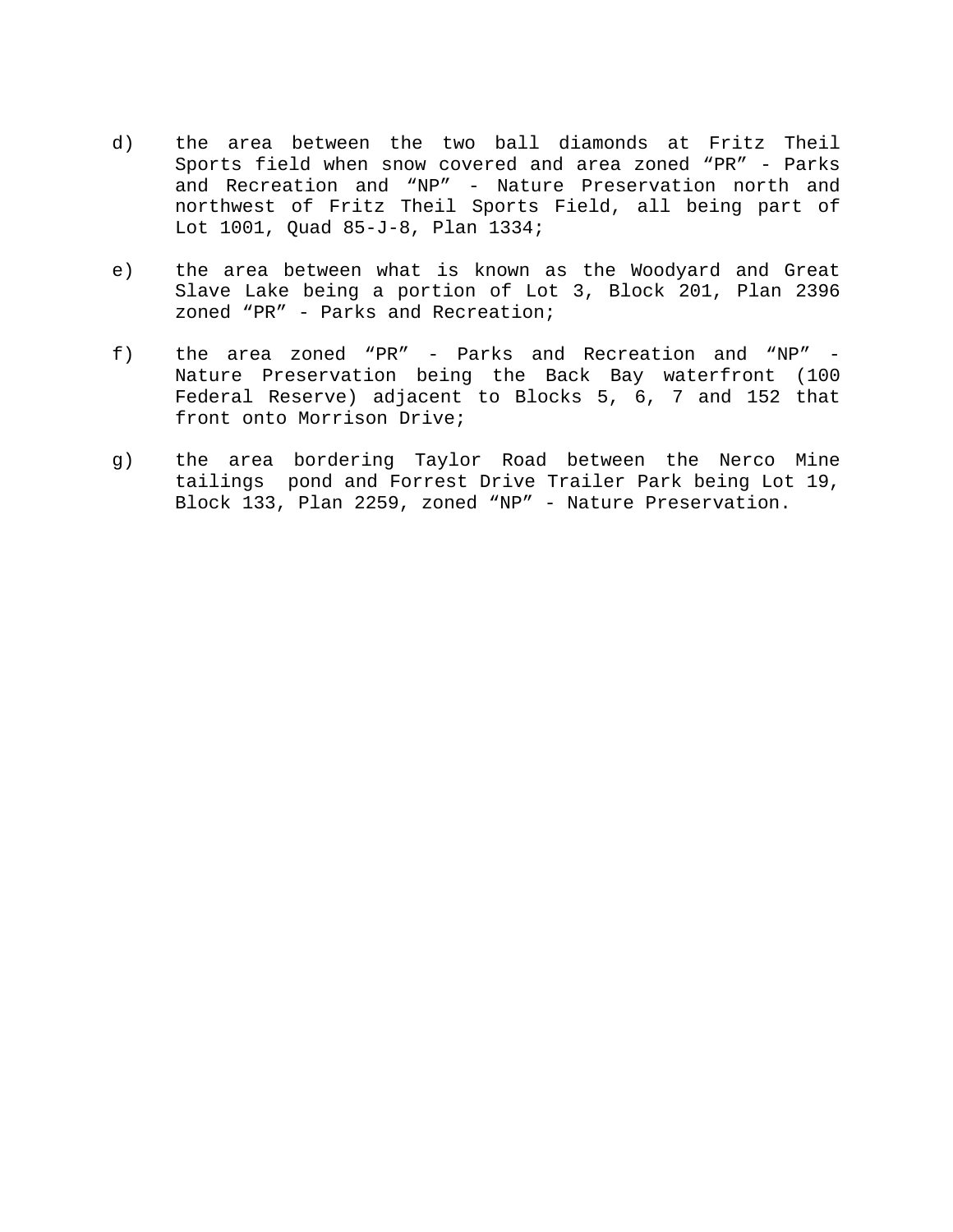d) the area between the two ball diamonds at Fritz Theil Sports field when snow covered and area zoned "PR" - Parks and Recreation and "NP" - Nature Preservation north and northwest of Fritz Theil Sports Field, all being part of Lot 1001, Quad 85-J-8, Plan 1334;

e) the area between what is known as the Woodyard and Great Slave Lake being a portion of Lot 3, Block 201, Plan 2396 zoned "PR" - Parks and Recreation;

f) the area zoned "PR" - Parks and Recreation and "NP" - Nature Preservation being the Back Bay waterfront (100 Federal Reserve) adjacent to Blocks 5, 6, 7 and 152 that front onto Morrison Drive;

g) the area bordering Taylor Road between the Nerco Mine tailings pond and Forrest Drive Trailer Park being Lot 19, Block 133, Plan 2259, zoned "NP" - Nature Preservation.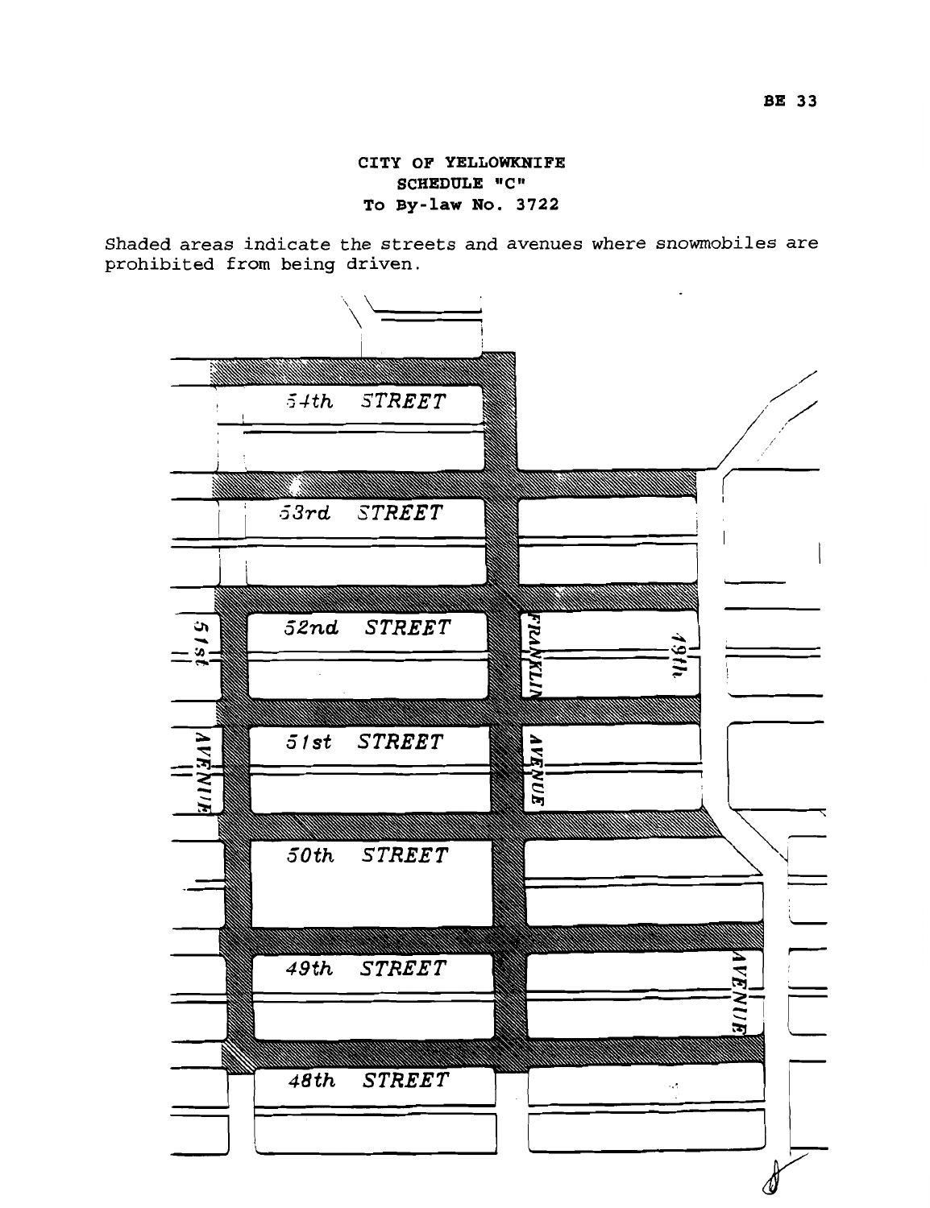**CITY OF YELLOWKNIFE**
**SCHEDULE "C"**
**To By-law No. 3722**

Shaded areas indicate the streets and avenues where snowmobiles are prohibited from being driven.

54th STREET

53rd STREET

52nd STREET

51st STREET

50th STREET

49th STREET

48th STREET

51st AVENUE

FRANKLIN AVENUE

49th AVENUE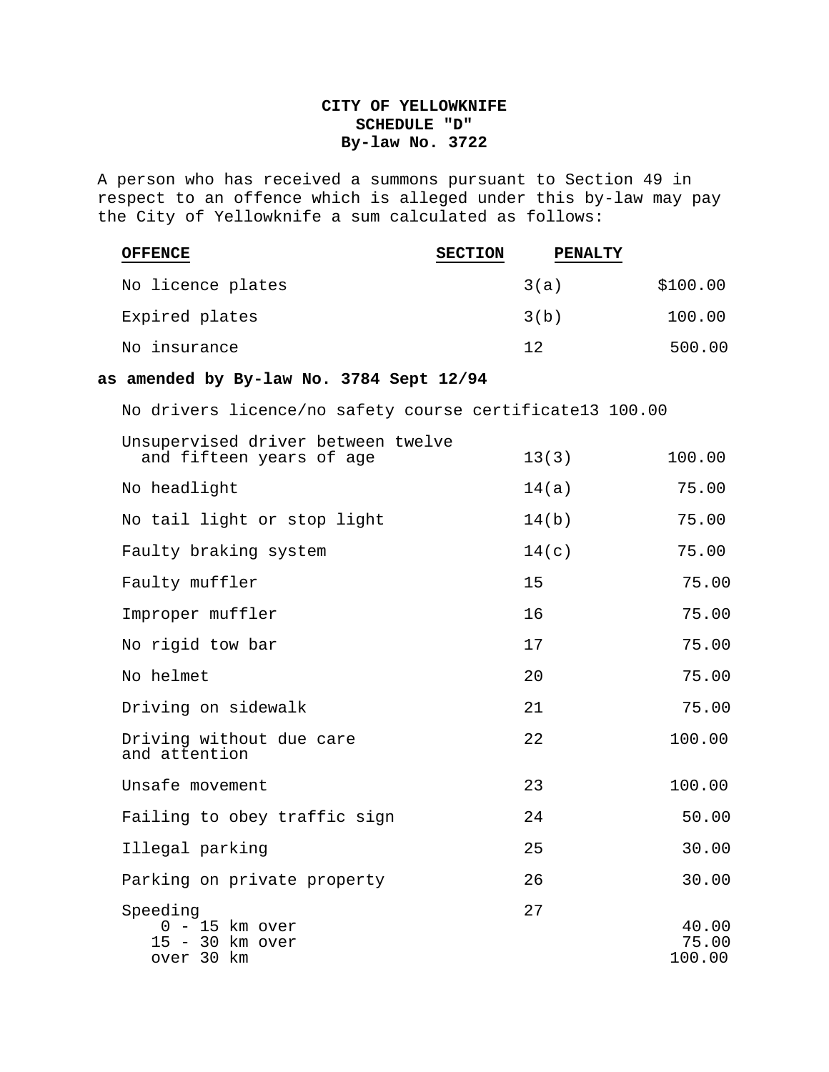**CITY OF YELLOWKNIFE**
**SCHEDULE "D"**
**By-law No. 3722**

A person who has received a summons pursuant to Section 49 in respect to an offence which is alleged under this by-law may pay the City of Yellowknife a sum calculated as follows:

| OFFENCE | SECTION | PENALTY |
|---|---|---|
| No licence plates | 3(a) | $100.00 |
| Expired plates | 3(b) | 100.00 |
| No insurance | 12 | 500.00 |
| **as amended by By-law No. 3784 Sept 12/94** | | |
| No drivers licence/no safety course certificate | 13 | 100.00 |
| Unsupervised driver between twelve and fifteen years of age | 13(3) | 100.00 |
| No headlight | 14(a) | 75.00 |
| No tail light or stop light | 14(b) | 75.00 |
| Faulty braking system | 14(c) | 75.00 |
| Faulty muffler | 15 | 75.00 |
| Improper muffler | 16 | 75.00 |
| No rigid tow bar | 17 | 75.00 |
| No helmet | 20 | 75.00 |
| Driving on sidewalk | 21 | 75.00 |
| Driving without due care and attention | 22 | 100.00 |
| Unsafe movement | 23 | 100.00 |
| Failing to obey traffic sign | 24 | 50.00 |
| Illegal parking | 25 | 30.00 |
| Parking on private property | 26 | 30.00 |
| Speeding | 27 | |
| 0 - 15 km over | | 40.00 |
| 15 - 30 km over | | 75.00 |
| over 30 km | | 100.00 |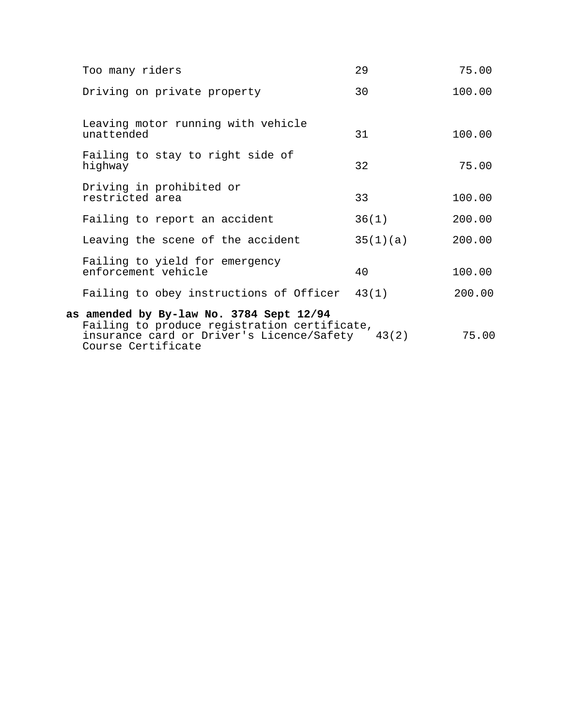| | | |
|---|---|---|
| Too many riders | 29 | 75.00 |
| Driving on private property | 30 | 100.00 |
| Leaving motor running with vehicle unattended | 31 | 100.00 |
| Failing to stay to right side of highway | 32 | 75.00 |
| Driving in prohibited or restricted area | 33 | 100.00 |
| Failing to report an accident | 36(1) | 200.00 |
| Leaving the scene of the accident | 35(1)(a) | 200.00 |
| Failing to yield for emergency enforcement vehicle | 40 | 100.00 |
| Failing to obey instructions of Officer | 43(1) | 200.00 |

**as amended by By-law No. 3784 Sept 12/94**

| | | |
|---|---|---|
| Failing to produce registration certificate, insurance card or Driver's Licence/Safety Course Certificate | 43(2) | 75.00 |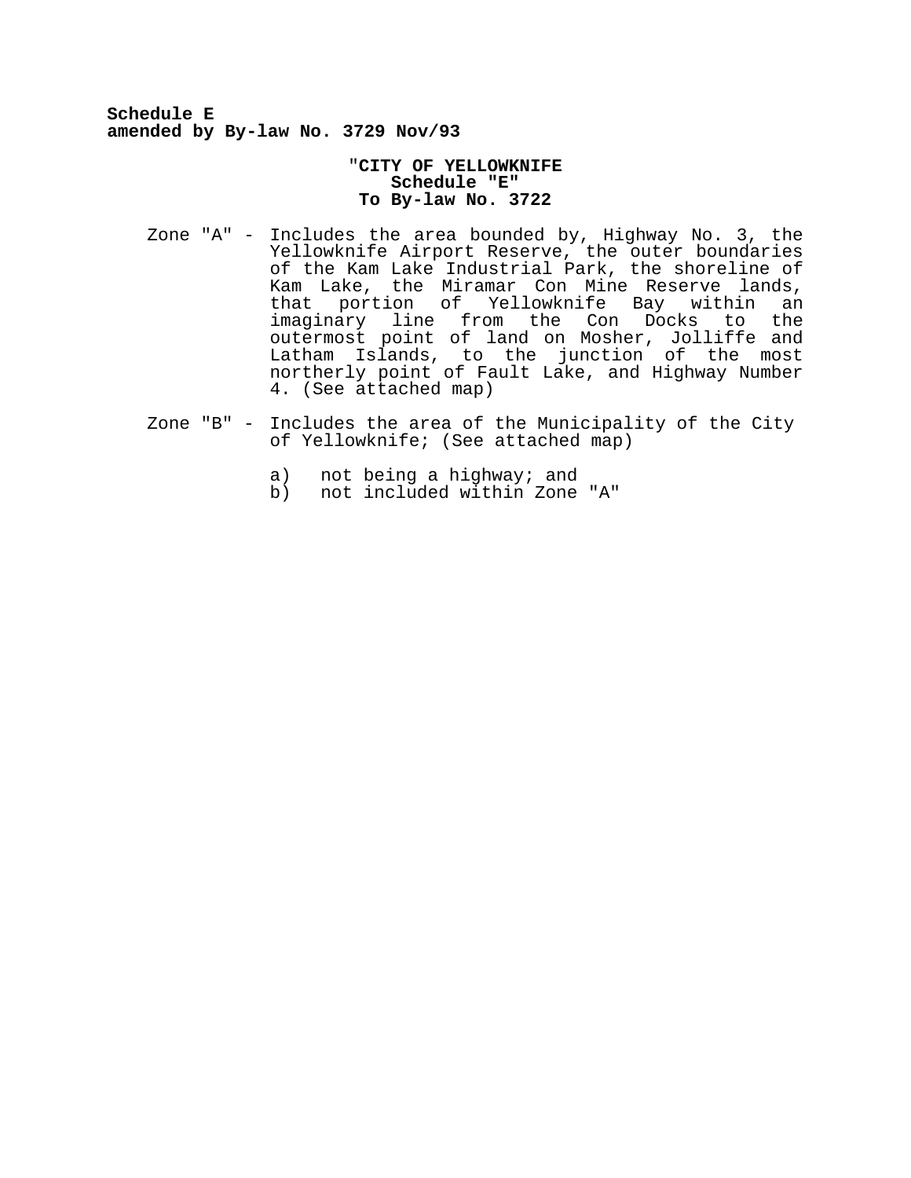**Schedule E**
**amended by By-law No. 3729 Nov/93**

"**CITY OF YELLOWKNIFE**
**Schedule "E"**
**To By-law No. 3722**

Zone "A" - Includes the area bounded by, Highway No. 3, the Yellowknife Airport Reserve, the outer boundaries of the Kam Lake Industrial Park, the shoreline of Kam Lake, the Miramar Con Mine Reserve lands, that portion of Yellowknife Bay within an imaginary line from the Con Docks to the outermost point of land on Mosher, Jolliffe and Latham Islands, to the junction of the most northerly point of Fault Lake, and Highway Number 4. (See attached map)

Zone "B" - Includes the area of the Municipality of the City of Yellowknife; (See attached map)

a) not being a highway; and
b) not included within Zone "A"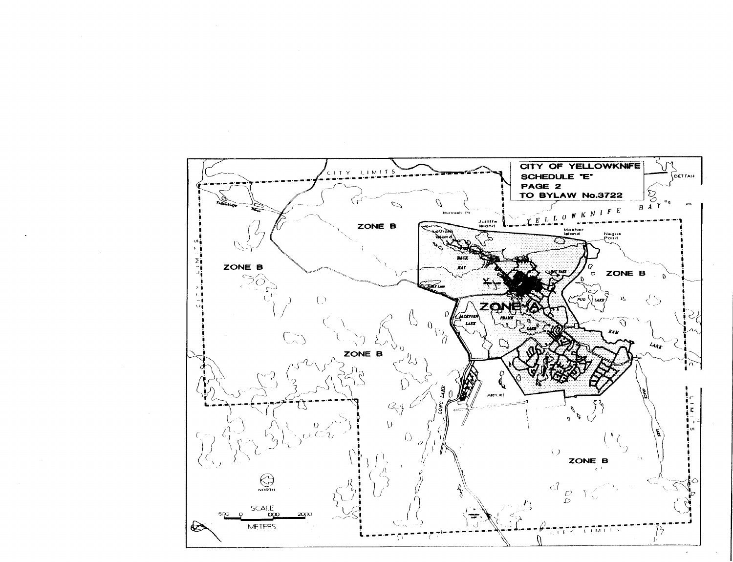CITY OF YELLOWKNIFE
SCHEDULE "E"
PAGE 2
TO BYLAW No.3722

CITY LIMITS

ZONE B

ZONE A

ZONE B

ZONE B

ZONE B

YELLOWKNIFE BAY

DETTAH

Burwash Pt

Jolliffe Island

Latham Island

Mosher Island

Negus Point

BACK BAY

JACKFISH LAKE

FRAME LAKE

PUD LAKE

KAM LAKE

LONG LAKE

AIRPORT

Yellowknife River

NORTH

SCALE

500 0 1000 2000

METERS